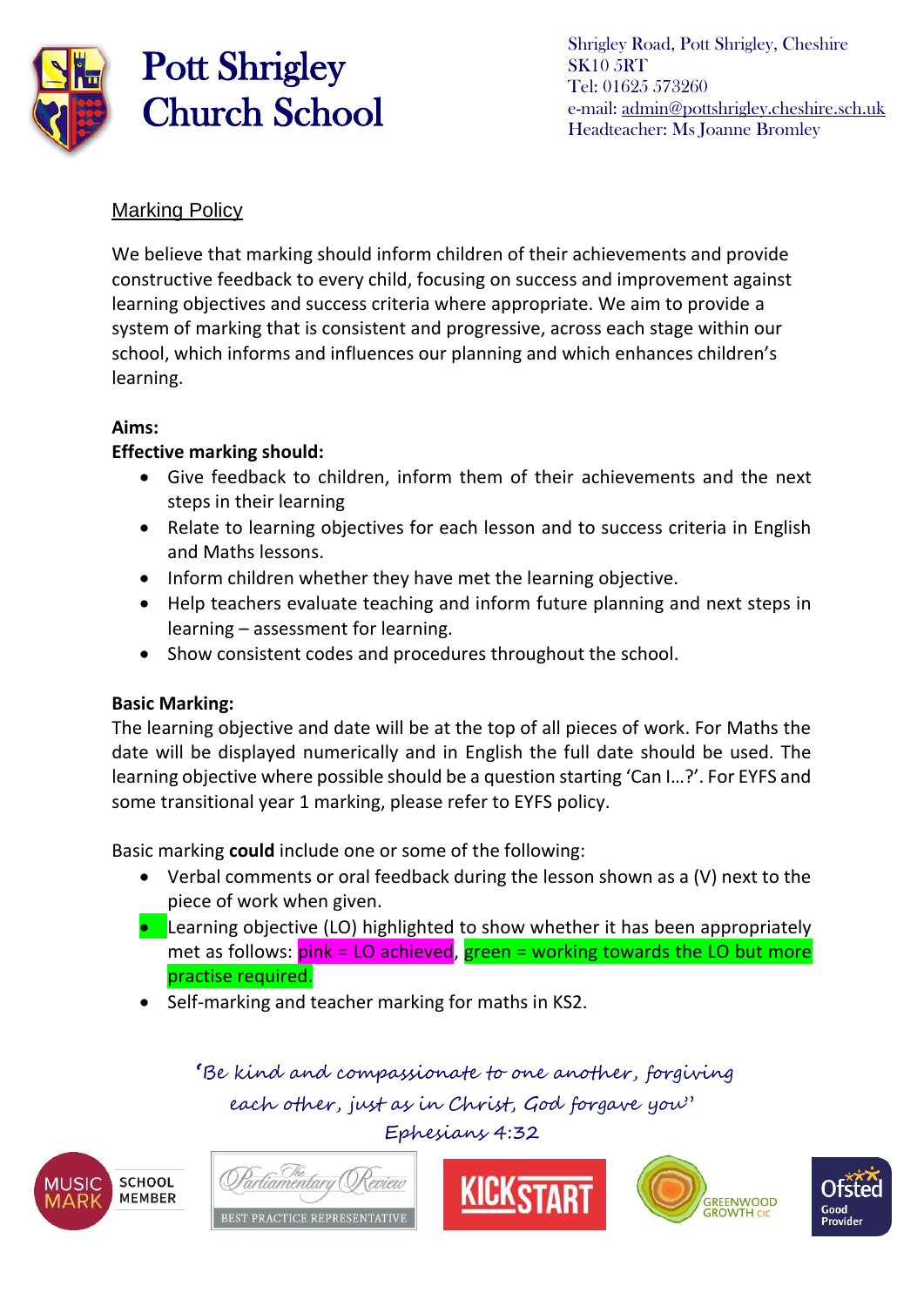# Pott Shrigley Church School

Shrigley Road, Pott Shrigley, Cheshire
SK10 5RT
Tel: 01625 573260
e-mail: admin@pottshrigley.cheshire.sch.uk
Headteacher: Ms Joanne Bromley

## Marking Policy

We believe that marking should inform children of their achievements and provide constructive feedback to every child, focusing on success and improvement against learning objectives and success criteria where appropriate. We aim to provide a system of marking that is consistent and progressive, across each stage within our school, which informs and influences our planning and which enhances children's learning.

**Aims:**

**Effective marking should:**

- Give feedback to children, inform them of their achievements and the next steps in their learning
- Relate to learning objectives for each lesson and to success criteria in English and Maths lessons.
- Inform children whether they have met the learning objective.
- Help teachers evaluate teaching and inform future planning and next steps in learning – assessment for learning.
- Show consistent codes and procedures throughout the school.

**Basic Marking:**

The learning objective and date will be at the top of all pieces of work. For Maths the date will be displayed numerically and in English the full date should be used. The learning objective where possible should be a question starting 'Can I…?'. For EYFS and some transitional year 1 marking, please refer to EYFS policy.

Basic marking **could** include one or some of the following:

- Verbal comments or oral feedback during the lesson shown as a (V) next to the piece of work when given.
- Learning objective (LO) highlighted to show whether it has been appropriately met as follows: pink = LO achieved, green = working towards the LO but more practise required.
- Self-marking and teacher marking for maths in KS2.

*'Be kind and compassionate to one another, forgiving each other, just as in Christ, God forgave you'*
*Ephesians 4:32*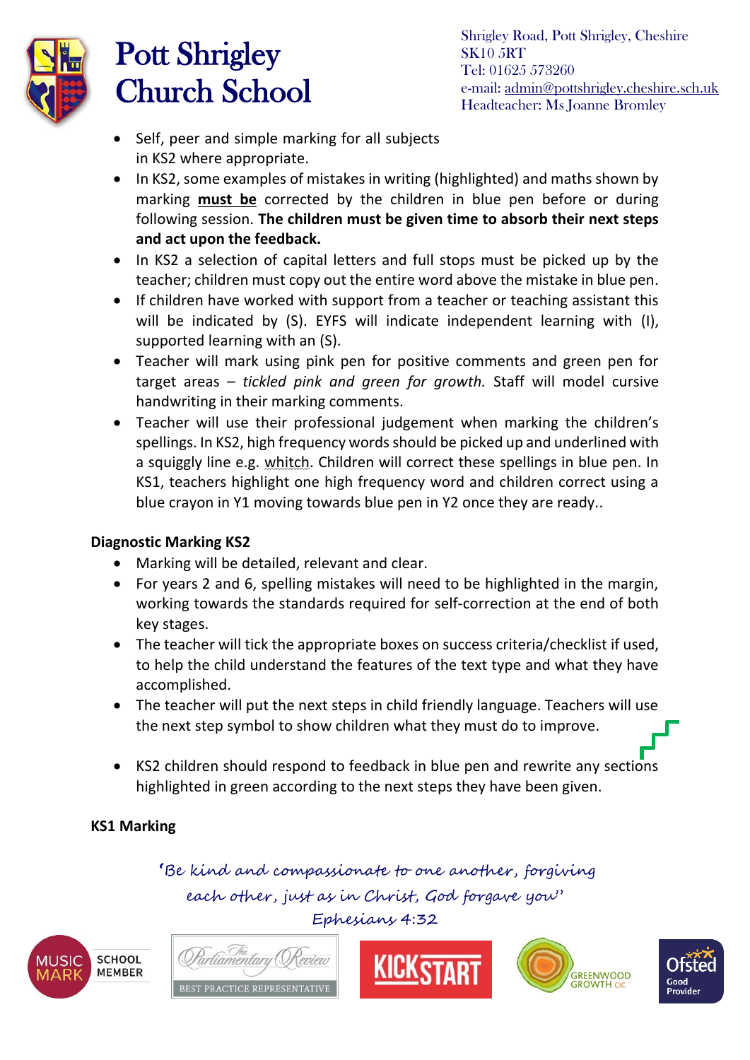- Self, peer and simple marking for all subjects in KS2 where appropriate.
- In KS2, some examples of mistakes in writing (highlighted) and maths shown by marking **must be** corrected by the children in blue pen before or during following session. **The children must be given time to absorb their next steps and act upon the feedback.**
- In KS2 a selection of capital letters and full stops must be picked up by the teacher; children must copy out the entire word above the mistake in blue pen.
- If children have worked with support from a teacher or teaching assistant this will be indicated by (S). EYFS will indicate independent learning with (I), supported learning with an (S).
- Teacher will mark using pink pen for positive comments and green pen for target areas – *tickled pink and green for growth.* Staff will model cursive handwriting in their marking comments.
- Teacher will use their professional judgement when marking the children's spellings. In KS2, high frequency words should be picked up and underlined with a squiggly line e.g. whitch. Children will correct these spellings in blue pen. In KS1, teachers highlight one high frequency word and children correct using a blue crayon in Y1 moving towards blue pen in Y2 once they are ready..

**Diagnostic Marking KS2**

- Marking will be detailed, relevant and clear.
- For years 2 and 6, spelling mistakes will need to be highlighted in the margin, working towards the standards required for self-correction at the end of both key stages.
- The teacher will tick the appropriate boxes on success criteria/checklist if used, to help the child understand the features of the text type and what they have accomplished.
- The teacher will put the next steps in child friendly language. Teachers will use the next step symbol to show children what they must do to improve.
- KS2 children should respond to feedback in blue pen and rewrite any sections highlighted in green according to the next steps they have been given.

**KS1 Marking**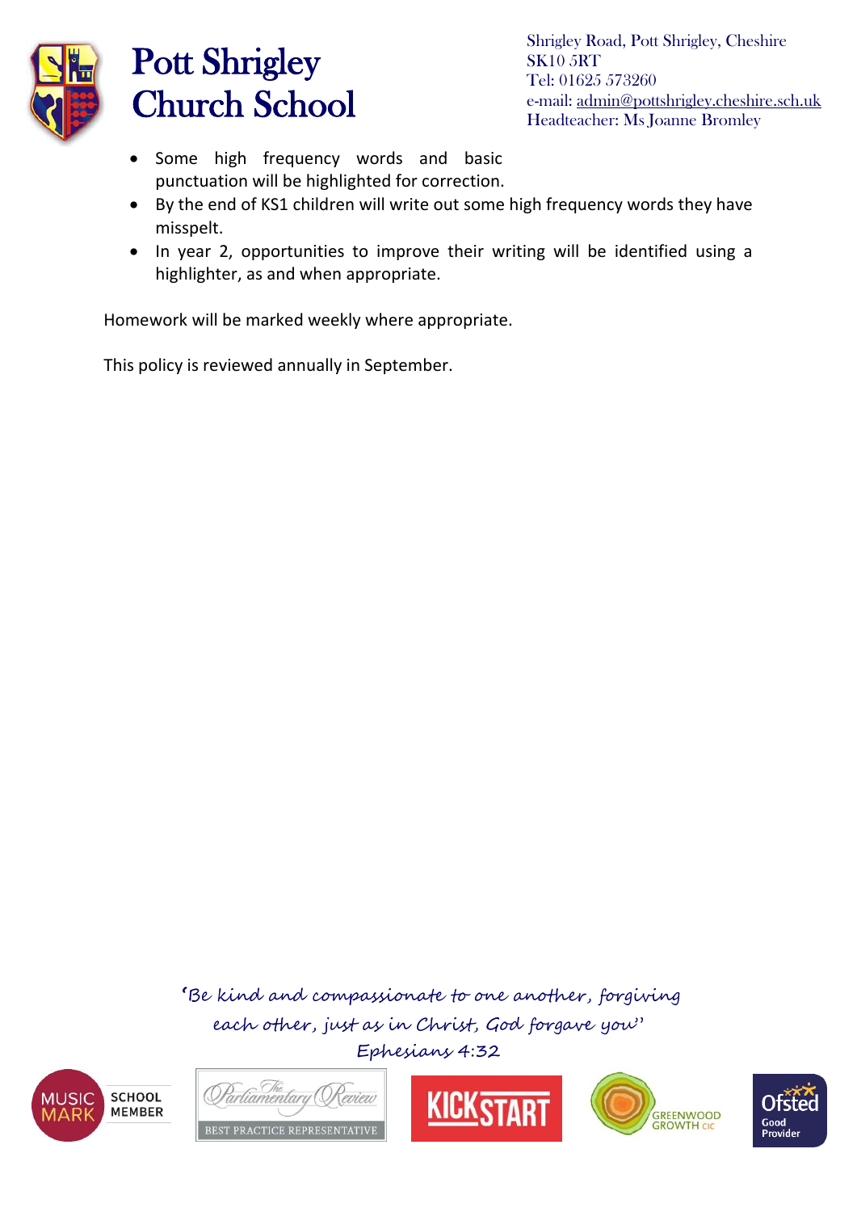- Some high frequency words and basic punctuation will be highlighted for correction.
- By the end of KS1 children will write out some high frequency words they have misspelt.
- In year 2, opportunities to improve their writing will be identified using a highlighter, as and when appropriate.

Homework will be marked weekly where appropriate.

This policy is reviewed annually in September.